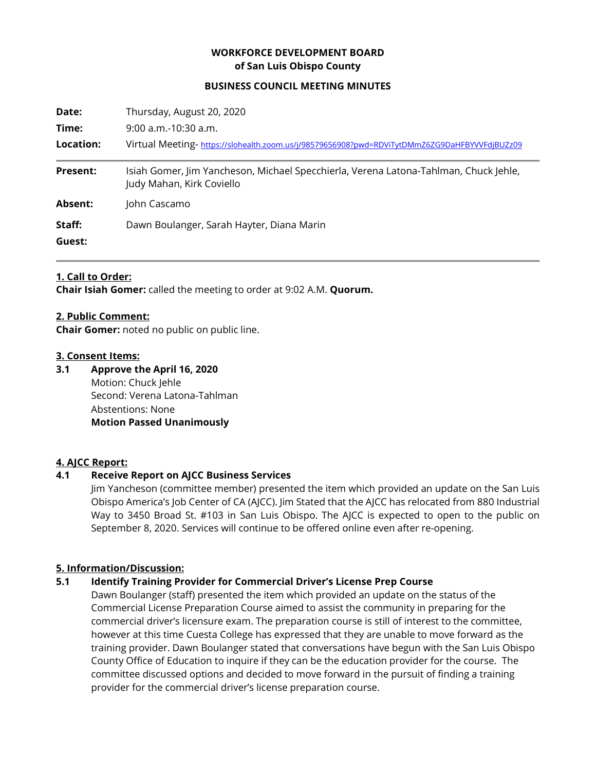**WORKFORCE DEVELOPMENT BOARD**
**of San Luis Obispo County**

**BUSINESS COUNCIL MEETING MINUTES**

| | |
|---|---|
| **Date:** | Thursday, August 20, 2020 |
| **Time:** | 9:00 a.m.-10:30 a.m. |
| **Location:** | Virtual Meeting- https://slohealth.zoom.us/j/98579656908?pwd=RDViTytDMmZ6ZG9DaHFBYVVFdjBUZz09 |
| **Present:** | Isiah Gomer, Jim Yancheson, Michael Specchierla, Verena Latona-Tahlman, Chuck Jehle, Judy Mahan, Kirk Coviello |
| **Absent:** | John Cascamo |
| **Staff:** | Dawn Boulanger, Sarah Hayter, Diana Marin |
| **Guest:** | |

**1. Call to Order:**
**Chair Isiah Gomer:** called the meeting to order at 9:02 A.M. **Quorum.**

**2. Public Comment:**
**Chair Gomer:** noted no public on public line.

**3. Consent Items:**

**3.1 Approve the April 16, 2020**
Motion: Chuck Jehle
Second: Verena Latona-Tahlman
Abstentions: None
**Motion Passed Unanimously**

**4. AJCC Report:**

**4.1 Receive Report on AJCC Business Services**
Jim Yancheson (committee member) presented the item which provided an update on the San Luis Obispo America's Job Center of CA (AJCC). Jim Stated that the AJCC has relocated from 880 Industrial Way to 3450 Broad St. #103 in San Luis Obispo. The AJCC is expected to open to the public on September 8, 2020. Services will continue to be offered online even after re-opening.

**5. Information/Discussion:**

**5.1 Identify Training Provider for Commercial Driver's License Prep Course**
Dawn Boulanger (staff) presented the item which provided an update on the status of the Commercial License Preparation Course aimed to assist the community in preparing for the commercial driver's licensure exam. The preparation course is still of interest to the committee, however at this time Cuesta College has expressed that they are unable to move forward as the training provider. Dawn Boulanger stated that conversations have begun with the San Luis Obispo County Office of Education to inquire if they can be the education provider for the course. The committee discussed options and decided to move forward in the pursuit of finding a training provider for the commercial driver's license preparation course.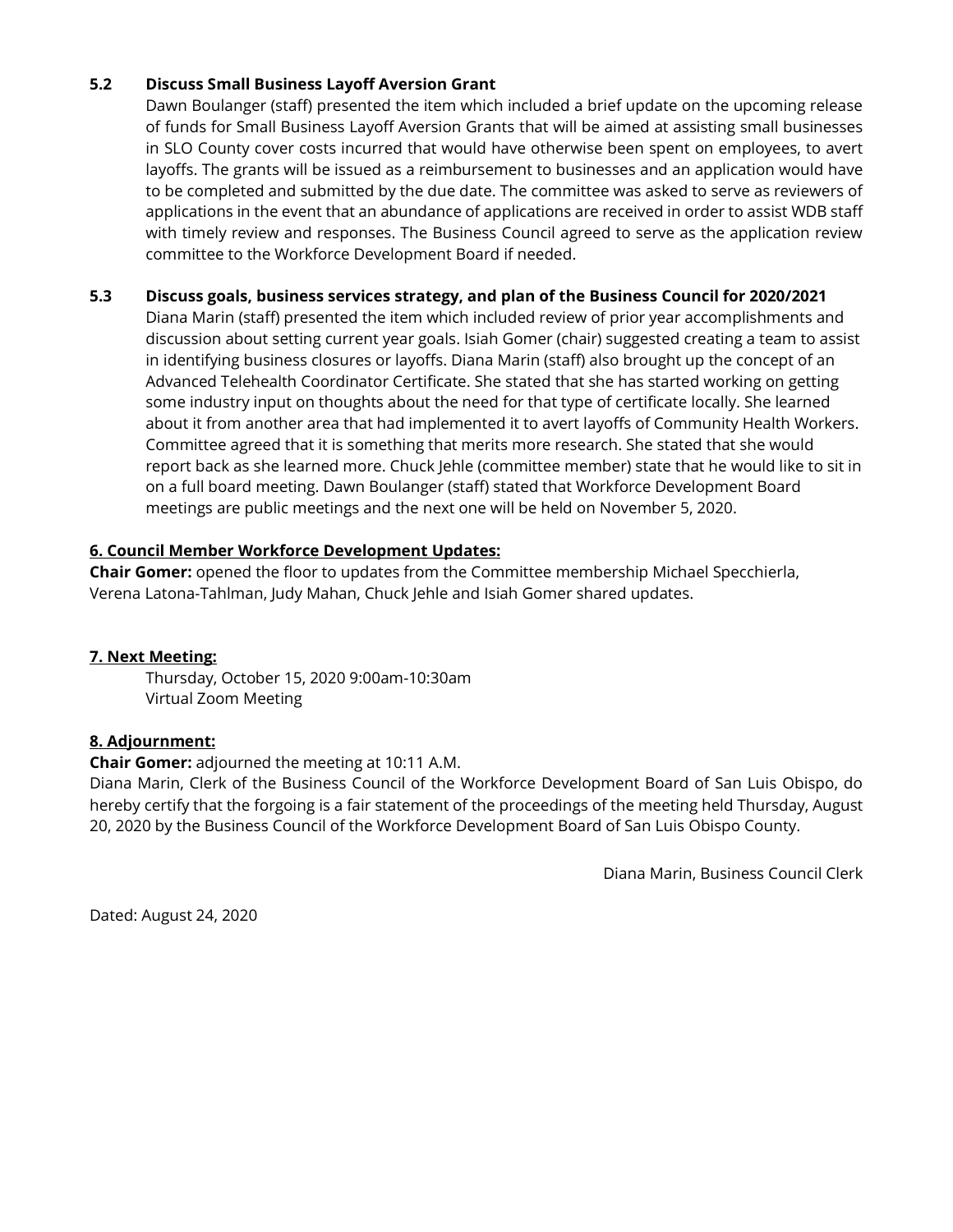**5.2 Discuss Small Business Layoff Aversion Grant**

Dawn Boulanger (staff) presented the item which included a brief update on the upcoming release of funds for Small Business Layoff Aversion Grants that will be aimed at assisting small businesses in SLO County cover costs incurred that would have otherwise been spent on employees, to avert layoffs. The grants will be issued as a reimbursement to businesses and an application would have to be completed and submitted by the due date. The committee was asked to serve as reviewers of applications in the event that an abundance of applications are received in order to assist WDB staff with timely review and responses. The Business Council agreed to serve as the application review committee to the Workforce Development Board if needed.

**5.3 Discuss goals, business services strategy, and plan of the Business Council for 2020/2021**

Diana Marin (staff) presented the item which included review of prior year accomplishments and discussion about setting current year goals. Isiah Gomer (chair) suggested creating a team to assist in identifying business closures or layoffs. Diana Marin (staff) also brought up the concept of an Advanced Telehealth Coordinator Certificate. She stated that she has started working on getting some industry input on thoughts about the need for that type of certificate locally. She learned about it from another area that had implemented it to avert layoffs of Community Health Workers. Committee agreed that it is something that merits more research. She stated that she would report back as she learned more. Chuck Jehle (committee member) state that he would like to sit in on a full board meeting. Dawn Boulanger (staff) stated that Workforce Development Board meetings are public meetings and the next one will be held on November 5, 2020.

**6. Council Member Workforce Development Updates:**

**Chair Gomer:** opened the floor to updates from the Committee membership Michael Specchierla, Verena Latona-Tahlman, Judy Mahan, Chuck Jehle and Isiah Gomer shared updates.

**7. Next Meeting:**

Thursday, October 15, 2020 9:00am-10:30am
Virtual Zoom Meeting

**8. Adjournment:**

**Chair Gomer:** adjourned the meeting at 10:11 A.M.

Diana Marin, Clerk of the Business Council of the Workforce Development Board of San Luis Obispo, do hereby certify that the forgoing is a fair statement of the proceedings of the meeting held Thursday, August 20, 2020 by the Business Council of the Workforce Development Board of San Luis Obispo County.

Diana Marin, Business Council Clerk

Dated: August 24, 2020